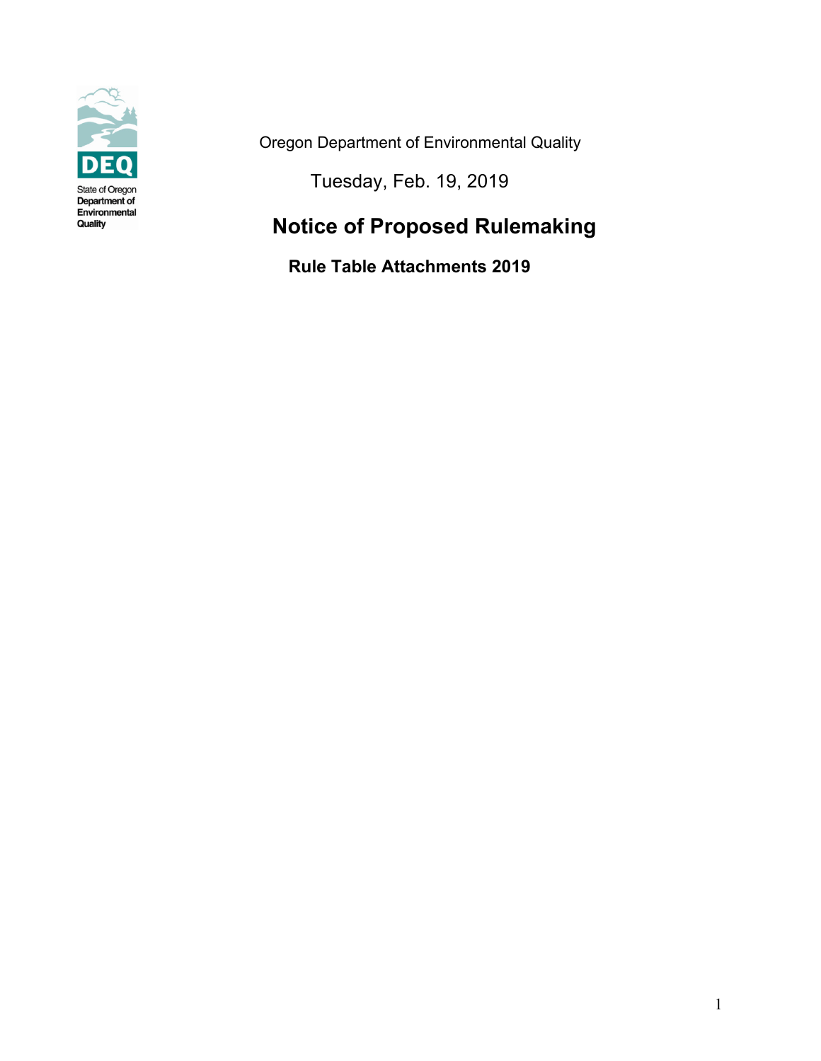State of Oregon
Department of Environmental Quality

Oregon Department of Environmental Quality

Tuesday, Feb. 19, 2019

# Notice of Proposed Rulemaking

## Rule Table Attachments 2019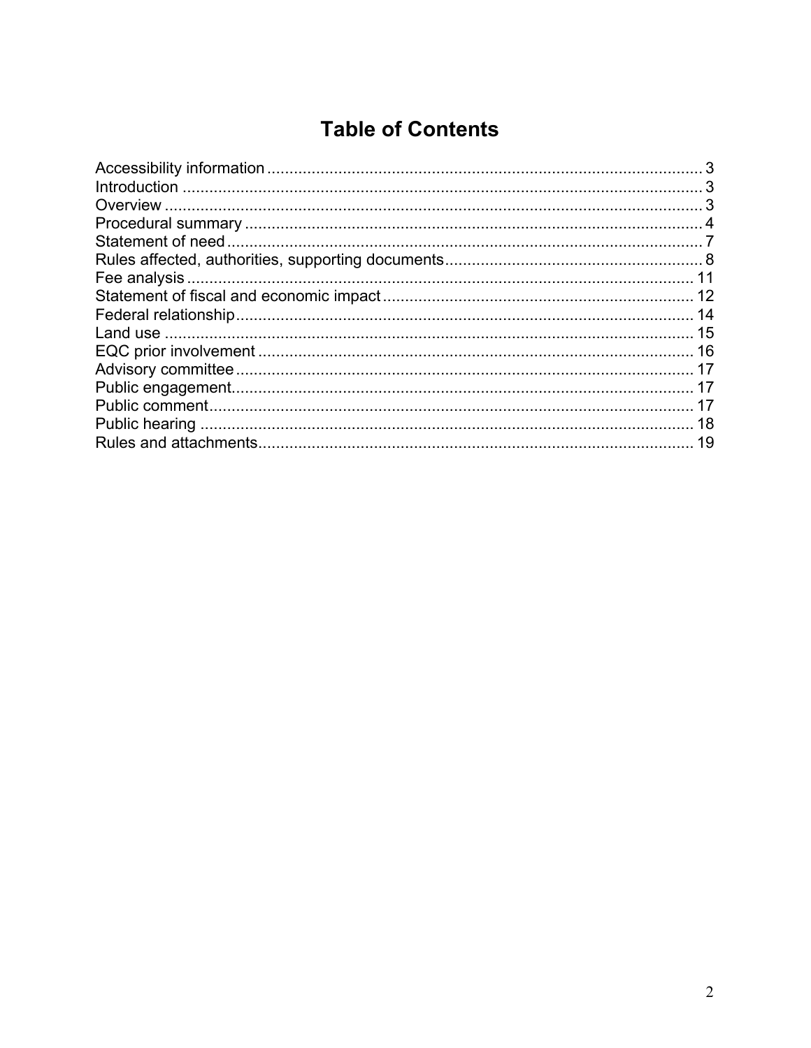# Table of Contents

Accessibility information .................................................................................................. 3
Introduction ..................................................................................................................... 3
Overview .......................................................................................................................... 3
Procedural summary ........................................................................................................ 4
Statement of need ............................................................................................................ 7
Rules affected, authorities, supporting documents .......................................................... 8
Fee analysis .................................................................................................................... 11
Statement of fiscal and economic impact ....................................................................... 12
Federal relationship ........................................................................................................ 14
Land use ......................................................................................................................... 15
EQC prior involvement ................................................................................................... 16
Advisory committee ........................................................................................................ 17
Public engagement .......................................................................................................... 17
Public comment .............................................................................................................. 17
Public hearing ................................................................................................................. 18
Rules and attachments .................................................................................................... 19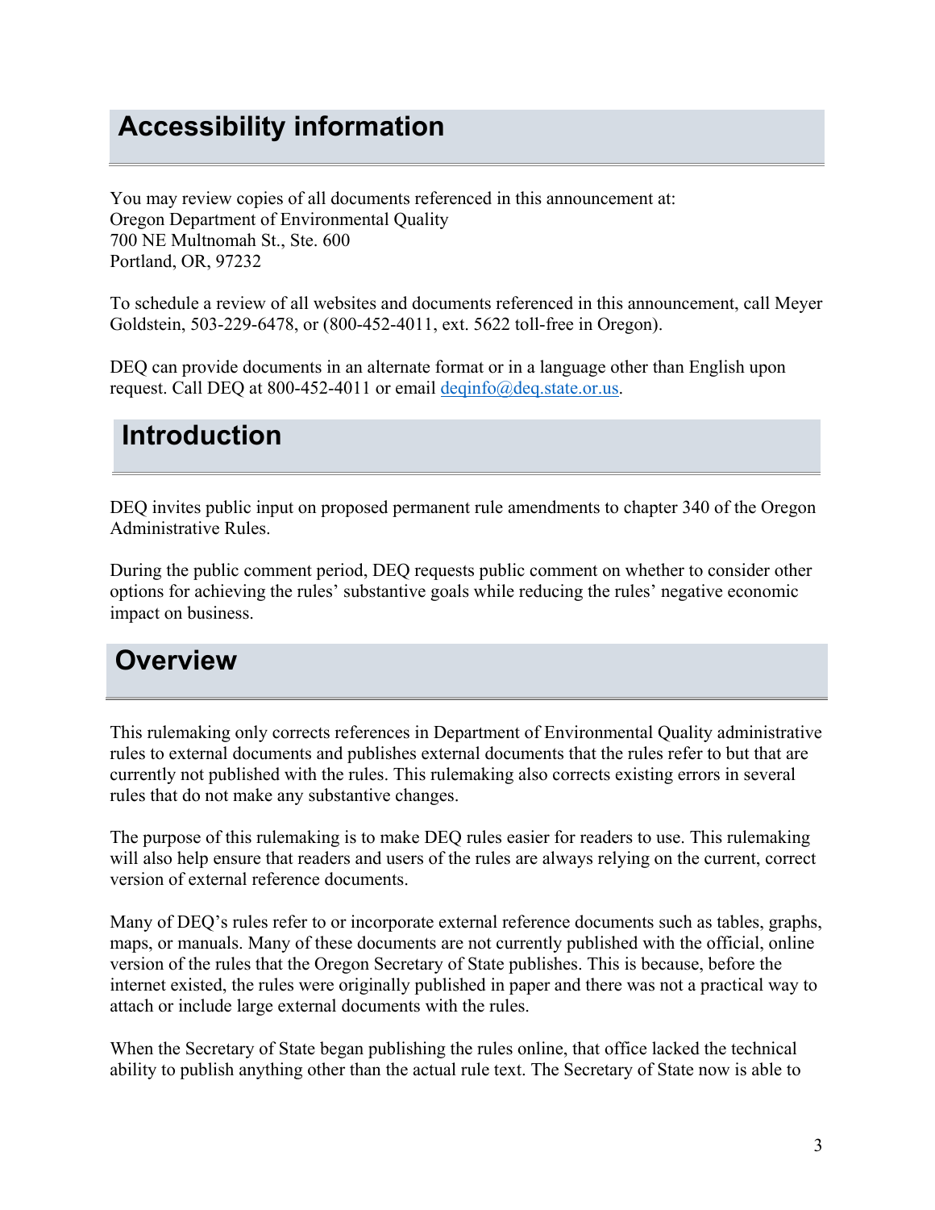## Accessibility information

You may review copies of all documents referenced in this announcement at:
Oregon Department of Environmental Quality
700 NE Multnomah St., Ste. 600
Portland, OR, 97232

To schedule a review of all websites and documents referenced in this announcement, call Meyer Goldstein, 503-229-6478, or (800-452-4011, ext. 5622 toll-free in Oregon).

DEQ can provide documents in an alternate format or in a language other than English upon request. Call DEQ at 800-452-4011 or email deqinfo@deq.state.or.us.

## Introduction

DEQ invites public input on proposed permanent rule amendments to chapter 340 of the Oregon Administrative Rules.

During the public comment period, DEQ requests public comment on whether to consider other options for achieving the rules' substantive goals while reducing the rules' negative economic impact on business.

## Overview

This rulemaking only corrects references in Department of Environmental Quality administrative rules to external documents and publishes external documents that the rules refer to but that are currently not published with the rules. This rulemaking also corrects existing errors in several rules that do not make any substantive changes.

The purpose of this rulemaking is to make DEQ rules easier for readers to use. This rulemaking will also help ensure that readers and users of the rules are always relying on the current, correct version of external reference documents.

Many of DEQ's rules refer to or incorporate external reference documents such as tables, graphs, maps, or manuals. Many of these documents are not currently published with the official, online version of the rules that the Oregon Secretary of State publishes. This is because, before the internet existed, the rules were originally published in paper and there was not a practical way to attach or include large external documents with the rules.

When the Secretary of State began publishing the rules online, that office lacked the technical ability to publish anything other than the actual rule text. The Secretary of State now is able to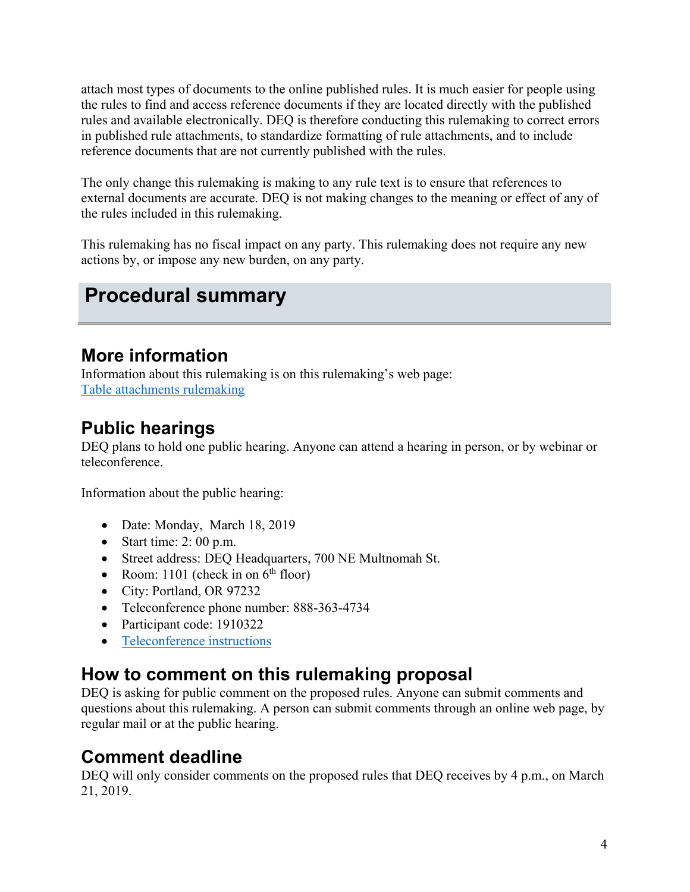attach most types of documents to the online published rules. It is much easier for people using the rules to find and access reference documents if they are located directly with the published rules and available electronically. DEQ is therefore conducting this rulemaking to correct errors in published rule attachments, to standardize formatting of rule attachments, and to include reference documents that are not currently published with the rules.

The only change this rulemaking is making to any rule text is to ensure that references to external documents are accurate. DEQ is not making changes to the meaning or effect of any of the rules included in this rulemaking.

This rulemaking has no fiscal impact on any party. This rulemaking does not require any new actions by, or impose any new burden, on any party.

# Procedural summary

## More information

Information about this rulemaking is on this rulemaking's web page:
[Table attachments rulemaking]()

## Public hearings

DEQ plans to hold one public hearing. Anyone can attend a hearing in person, or by webinar or teleconference.

Information about the public hearing:

- Date: Monday, March 18, 2019
- Start time: 2: 00 p.m.
- Street address: DEQ Headquarters, 700 NE Multnomah St.
- Room: 1101 (check in on 6th floor)
- City: Portland, OR 97232
- Teleconference phone number: 888-363-4734
- Participant code: 1910322
- [Teleconference instructions]()

## How to comment on this rulemaking proposal

DEQ is asking for public comment on the proposed rules. Anyone can submit comments and questions about this rulemaking. A person can submit comments through an online web page, by regular mail or at the public hearing.

## Comment deadline

DEQ will only consider comments on the proposed rules that DEQ receives by 4 p.m., on March 21, 2019.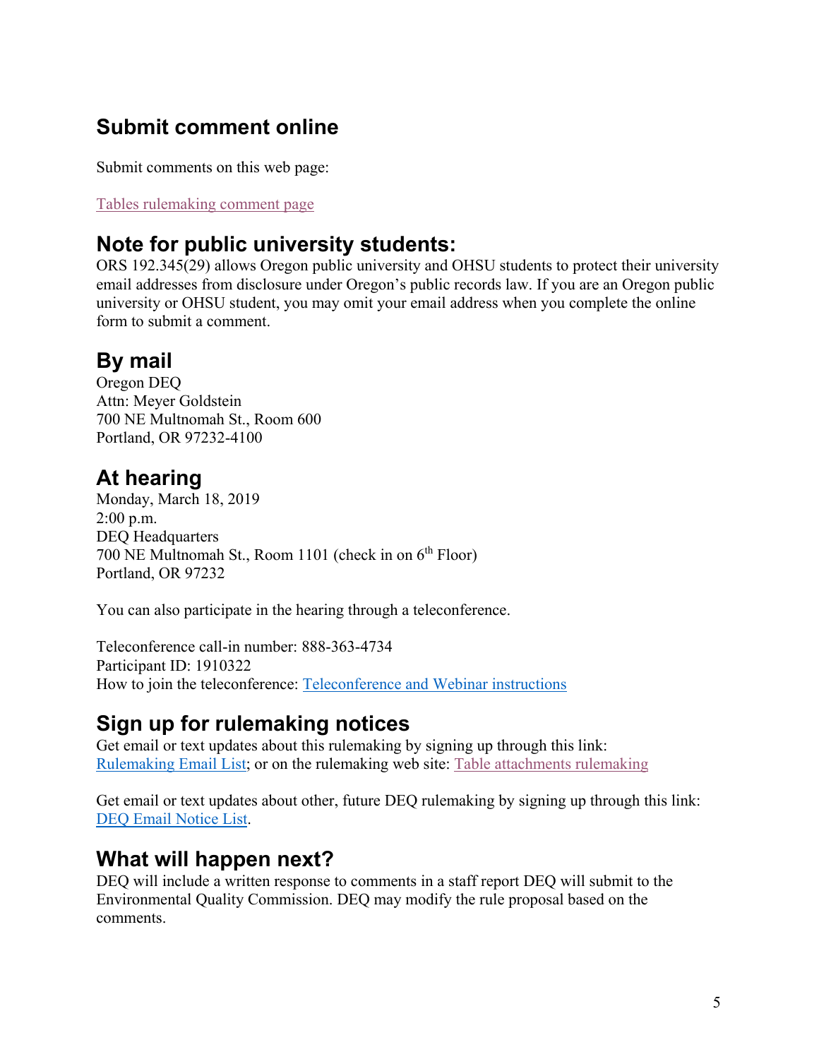## Submit comment online

Submit comments on this web page:

Tables rulemaking comment page

## Note for public university students:

ORS 192.345(29) allows Oregon public university and OHSU students to protect their university email addresses from disclosure under Oregon's public records law. If you are an Oregon public university or OHSU student, you may omit your email address when you complete the online form to submit a comment.

## By mail

Oregon DEQ
Attn: Meyer Goldstein
700 NE Multnomah St., Room 600
Portland, OR 97232-4100

## At hearing

Monday, March 18, 2019
2:00 p.m.
DEQ Headquarters
700 NE Multnomah St., Room 1101 (check in on 6th Floor)
Portland, OR 97232

You can also participate in the hearing through a teleconference.

Teleconference call-in number: 888-363-4734
Participant ID: 1910322
How to join the teleconference: Teleconference and Webinar instructions

## Sign up for rulemaking notices

Get email or text updates about this rulemaking by signing up through this link: Rulemaking Email List; or on the rulemaking web site: Table attachments rulemaking

Get email or text updates about other, future DEQ rulemaking by signing up through this link: DEQ Email Notice List.

## What will happen next?

DEQ will include a written response to comments in a staff report DEQ will submit to the Environmental Quality Commission. DEQ may modify the rule proposal based on the comments.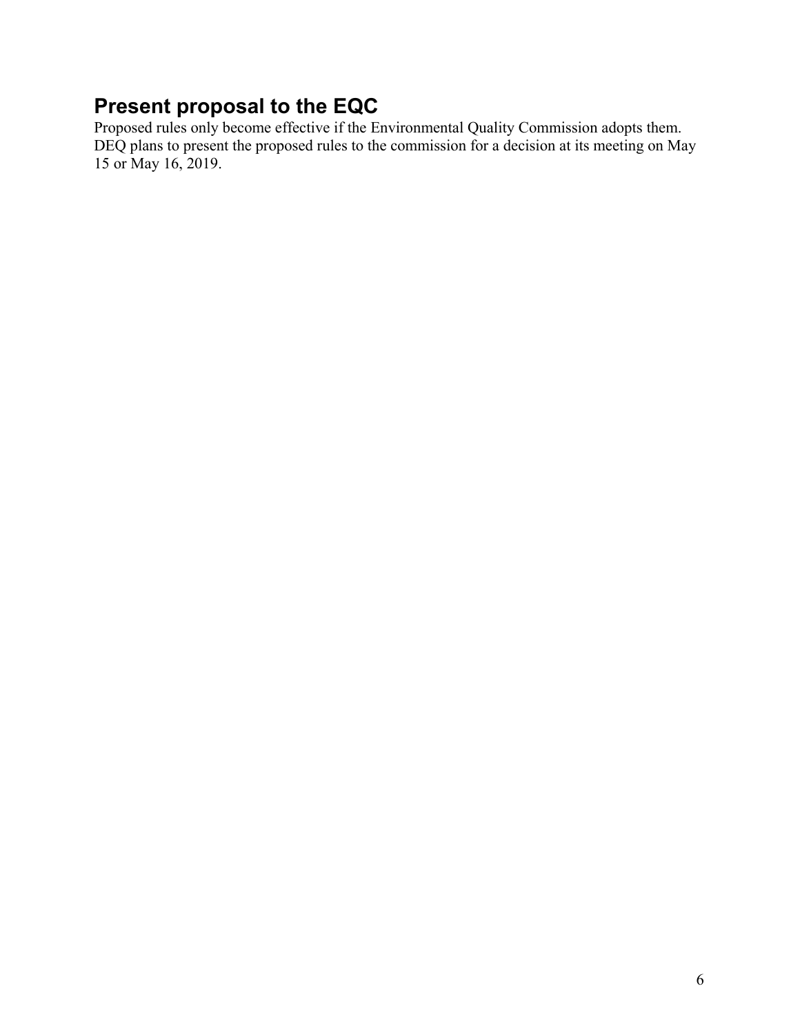## Present proposal to the EQC

Proposed rules only become effective if the Environmental Quality Commission adopts them. DEQ plans to present the proposed rules to the commission for a decision at its meeting on May 15 or May 16, 2019.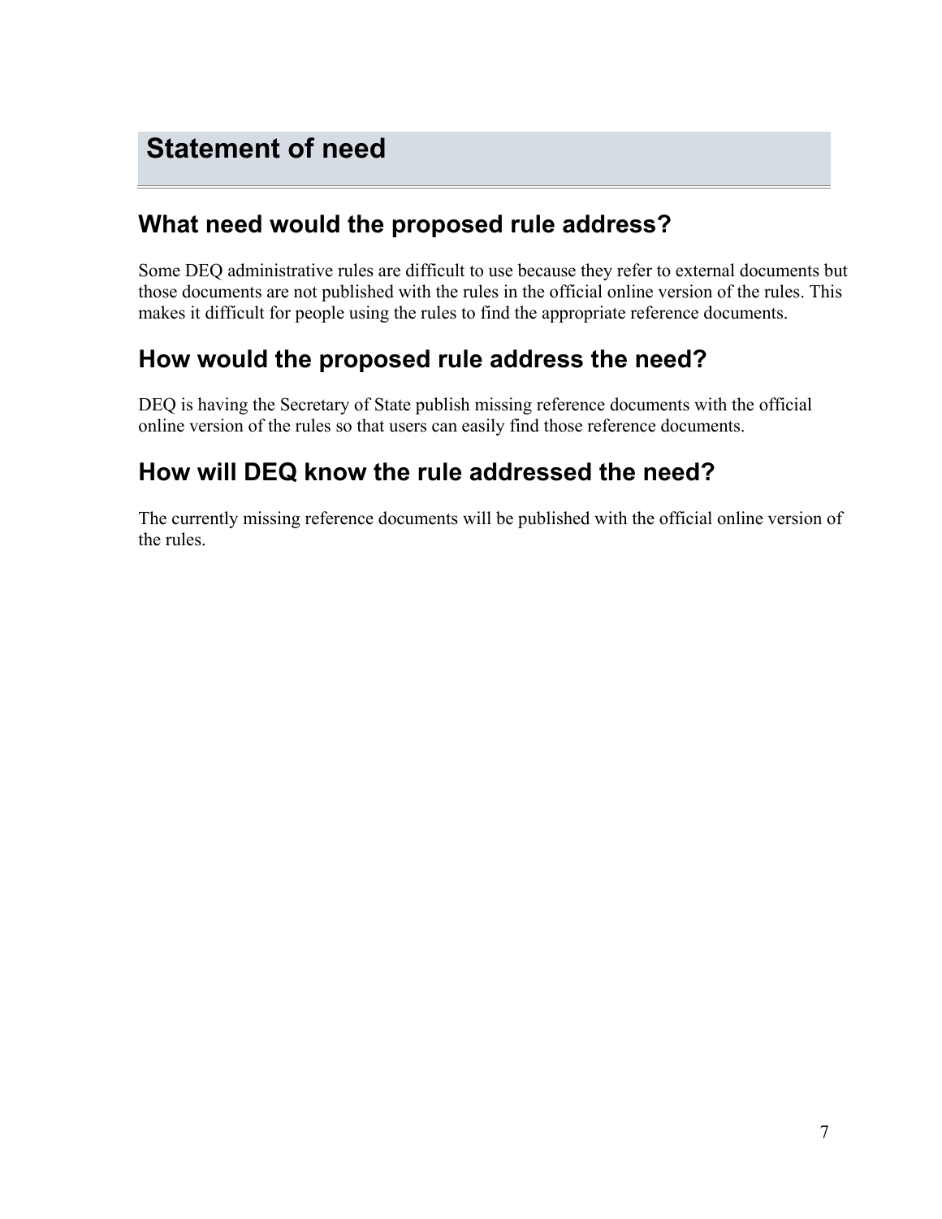# Statement of need

## What need would the proposed rule address?

Some DEQ administrative rules are difficult to use because they refer to external documents but those documents are not published with the rules in the official online version of the rules. This makes it difficult for people using the rules to find the appropriate reference documents.

## How would the proposed rule address the need?

DEQ is having the Secretary of State publish missing reference documents with the official online version of the rules so that users can easily find those reference documents.

## How will DEQ know the rule addressed the need?

The currently missing reference documents will be published with the official online version of the rules.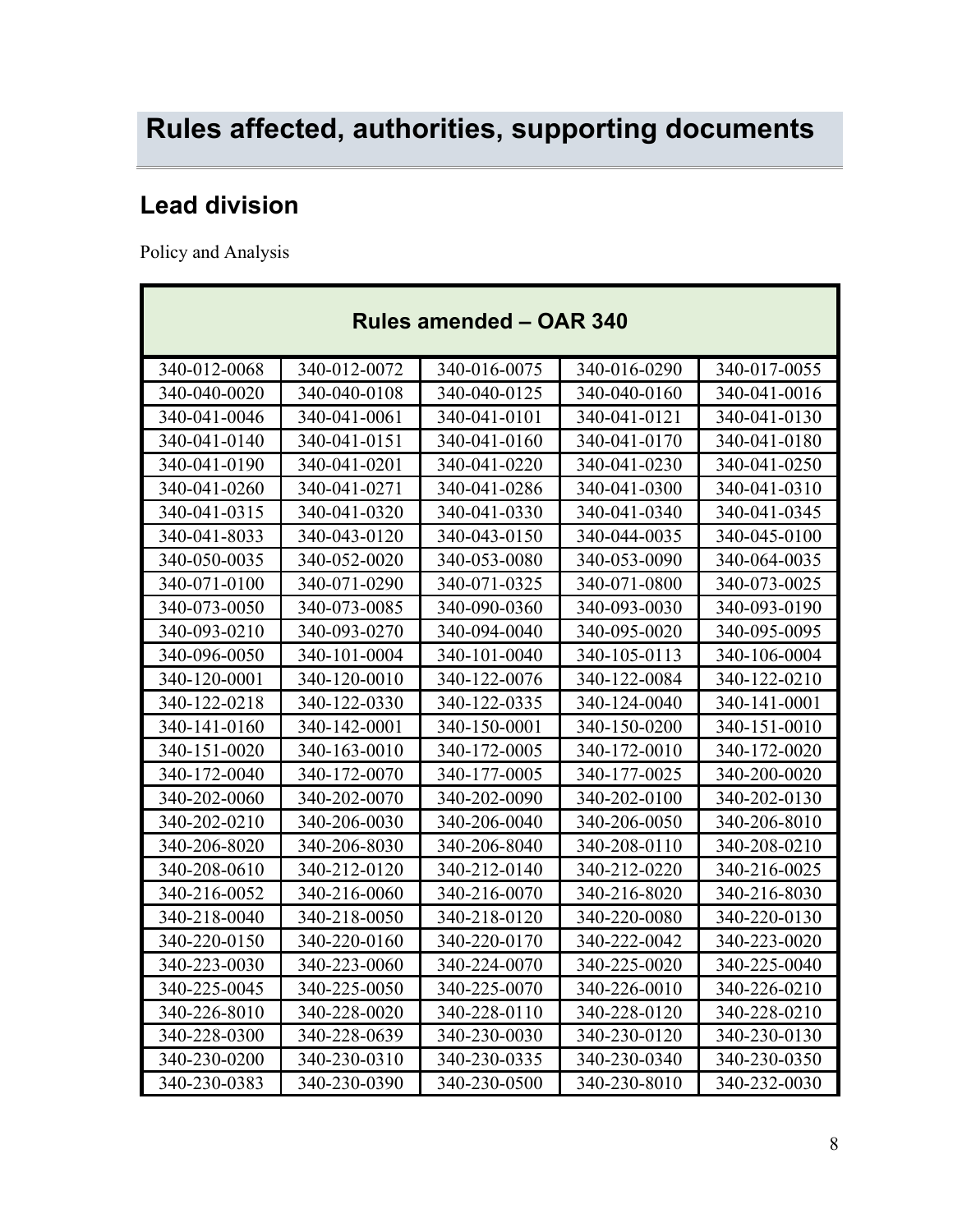# Rules affected, authorities, supporting documents

## Lead division

Policy and Analysis

| Rules amended – OAR 340 | | | | |
|---|---|---|---|---|
| 340-012-0068 | 340-012-0072 | 340-016-0075 | 340-016-0290 | 340-017-0055 |
| 340-040-0020 | 340-040-0108 | 340-040-0125 | 340-040-0160 | 340-041-0016 |
| 340-041-0046 | 340-041-0061 | 340-041-0101 | 340-041-0121 | 340-041-0130 |
| 340-041-0140 | 340-041-0151 | 340-041-0160 | 340-041-0170 | 340-041-0180 |
| 340-041-0190 | 340-041-0201 | 340-041-0220 | 340-041-0230 | 340-041-0250 |
| 340-041-0260 | 340-041-0271 | 340-041-0286 | 340-041-0300 | 340-041-0310 |
| 340-041-0315 | 340-041-0320 | 340-041-0330 | 340-041-0340 | 340-041-0345 |
| 340-041-8033 | 340-043-0120 | 340-043-0150 | 340-044-0035 | 340-045-0100 |
| 340-050-0035 | 340-052-0020 | 340-053-0080 | 340-053-0090 | 340-064-0035 |
| 340-071-0100 | 340-071-0290 | 340-071-0325 | 340-071-0800 | 340-073-0025 |
| 340-073-0050 | 340-073-0085 | 340-090-0360 | 340-093-0030 | 340-093-0190 |
| 340-093-0210 | 340-093-0270 | 340-094-0040 | 340-095-0020 | 340-095-0095 |
| 340-096-0050 | 340-101-0004 | 340-101-0040 | 340-105-0113 | 340-106-0004 |
| 340-120-0001 | 340-120-0010 | 340-122-0076 | 340-122-0084 | 340-122-0210 |
| 340-122-0218 | 340-122-0330 | 340-122-0335 | 340-124-0040 | 340-141-0001 |
| 340-141-0160 | 340-142-0001 | 340-150-0001 | 340-150-0200 | 340-151-0010 |
| 340-151-0020 | 340-163-0010 | 340-172-0005 | 340-172-0010 | 340-172-0020 |
| 340-172-0040 | 340-172-0070 | 340-177-0005 | 340-177-0025 | 340-200-0020 |
| 340-202-0060 | 340-202-0070 | 340-202-0090 | 340-202-0100 | 340-202-0130 |
| 340-202-0210 | 340-206-0030 | 340-206-0040 | 340-206-0050 | 340-206-8010 |
| 340-206-8020 | 340-206-8030 | 340-206-8040 | 340-208-0110 | 340-208-0210 |
| 340-208-0610 | 340-212-0120 | 340-212-0140 | 340-212-0220 | 340-216-0025 |
| 340-216-0052 | 340-216-0060 | 340-216-0070 | 340-216-8020 | 340-216-8030 |
| 340-218-0040 | 340-218-0050 | 340-218-0120 | 340-220-0080 | 340-220-0130 |
| 340-220-0150 | 340-220-0160 | 340-220-0170 | 340-222-0042 | 340-223-0020 |
| 340-223-0030 | 340-223-0060 | 340-224-0070 | 340-225-0020 | 340-225-0040 |
| 340-225-0045 | 340-225-0050 | 340-225-0070 | 340-226-0010 | 340-226-0210 |
| 340-226-8010 | 340-228-0020 | 340-228-0110 | 340-228-0120 | 340-228-0210 |
| 340-228-0300 | 340-228-0639 | 340-230-0030 | 340-230-0120 | 340-230-0130 |
| 340-230-0200 | 340-230-0310 | 340-230-0335 | 340-230-0340 | 340-230-0350 |
| 340-230-0383 | 340-230-0390 | 340-230-0500 | 340-230-8010 | 340-232-0030 |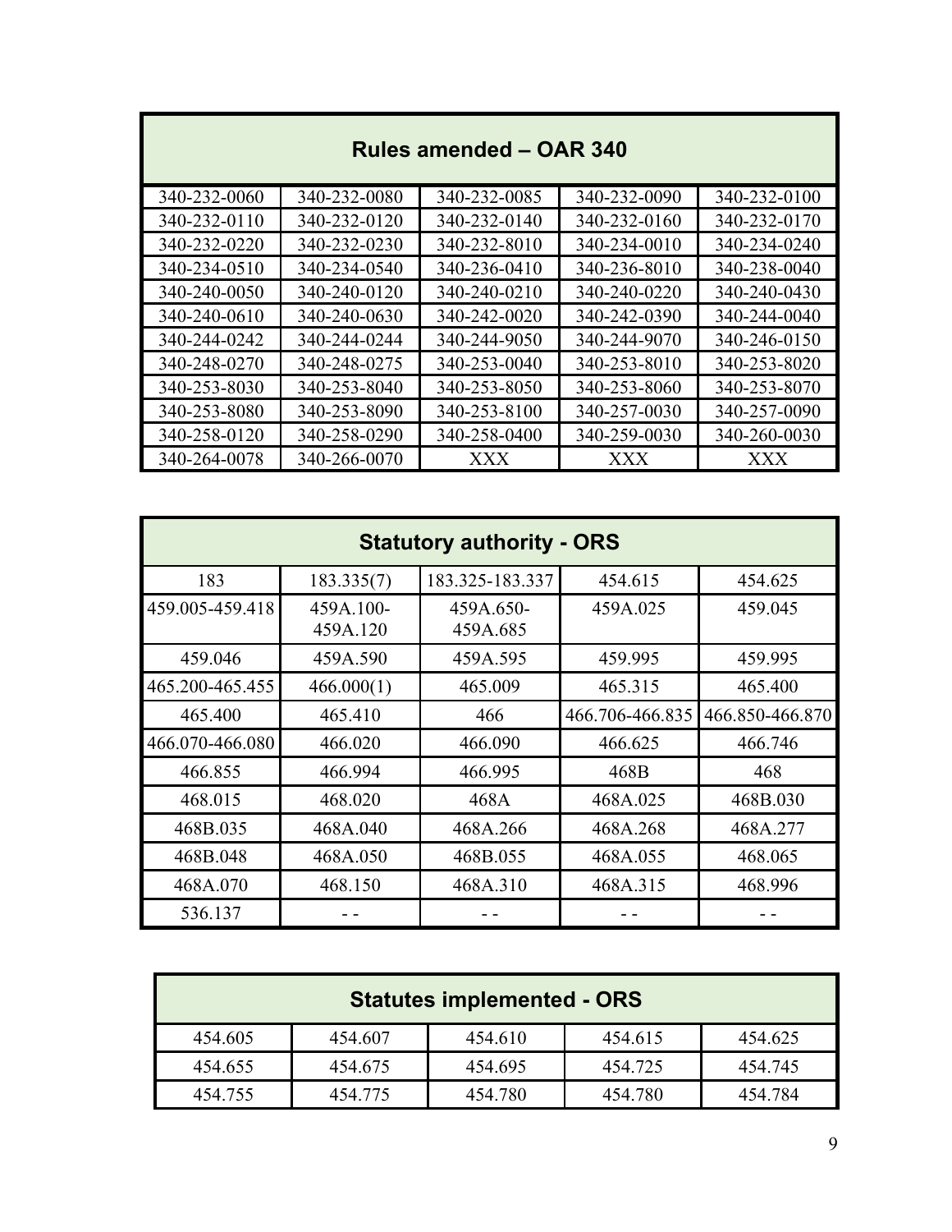| Rules amended – OAR 340 | | | | |
|---|---|---|---|---|
| 340-232-0060 | 340-232-0080 | 340-232-0085 | 340-232-0090 | 340-232-0100 |
| 340-232-0110 | 340-232-0120 | 340-232-0140 | 340-232-0160 | 340-232-0170 |
| 340-232-0220 | 340-232-0230 | 340-232-8010 | 340-234-0010 | 340-234-0240 |
| 340-234-0510 | 340-234-0540 | 340-236-0410 | 340-236-8010 | 340-238-0040 |
| 340-240-0050 | 340-240-0120 | 340-240-0210 | 340-240-0220 | 340-240-0430 |
| 340-240-0610 | 340-240-0630 | 340-242-0020 | 340-242-0390 | 340-244-0040 |
| 340-244-0242 | 340-244-0244 | 340-244-9050 | 340-244-9070 | 340-246-0150 |
| 340-248-0270 | 340-248-0275 | 340-253-0040 | 340-253-8010 | 340-253-8020 |
| 340-253-8030 | 340-253-8040 | 340-253-8050 | 340-253-8060 | 340-253-8070 |
| 340-253-8080 | 340-253-8090 | 340-253-8100 | 340-257-0030 | 340-257-0090 |
| 340-258-0120 | 340-258-0290 | 340-258-0400 | 340-259-0030 | 340-260-0030 |
| 340-264-0078 | 340-266-0070 | XXX | XXX | XXX |

| Statutory authority - ORS | | | | |
|---|---|---|---|---|
| 183 | 183.335(7) | 183.325-183.337 | 454.615 | 454.625 |
| 459.005-459.418 | 459A.100-459A.120 | 459A.650-459A.685 | 459A.025 | 459.045 |
| 459.046 | 459A.590 | 459A.595 | 459.995 | 459.995 |
| 465.200-465.455 | 466.000(1) | 465.009 | 465.315 | 465.400 |
| 465.400 | 465.410 | 466 | 466.706-466.835 | 466.850-466.870 |
| 466.070-466.080 | 466.020 | 466.090 | 466.625 | 466.746 |
| 466.855 | 466.994 | 466.995 | 468B | 468 |
| 468.015 | 468.020 | 468A | 468A.025 | 468B.030 |
| 468B.035 | 468A.040 | 468A.266 | 468A.268 | 468A.277 |
| 468B.048 | 468A.050 | 468B.055 | 468A.055 | 468.065 |
| 468A.070 | 468.150 | 468A.310 | 468A.315 | 468.996 |
| 536.137 | - - | - - | - - | - - |

| Statutes implemented - ORS | | | | |
|---|---|---|---|---|
| 454.605 | 454.607 | 454.610 | 454.615 | 454.625 |
| 454.655 | 454.675 | 454.695 | 454.725 | 454.745 |
| 454.755 | 454.775 | 454.780 | 454.780 | 454.784 |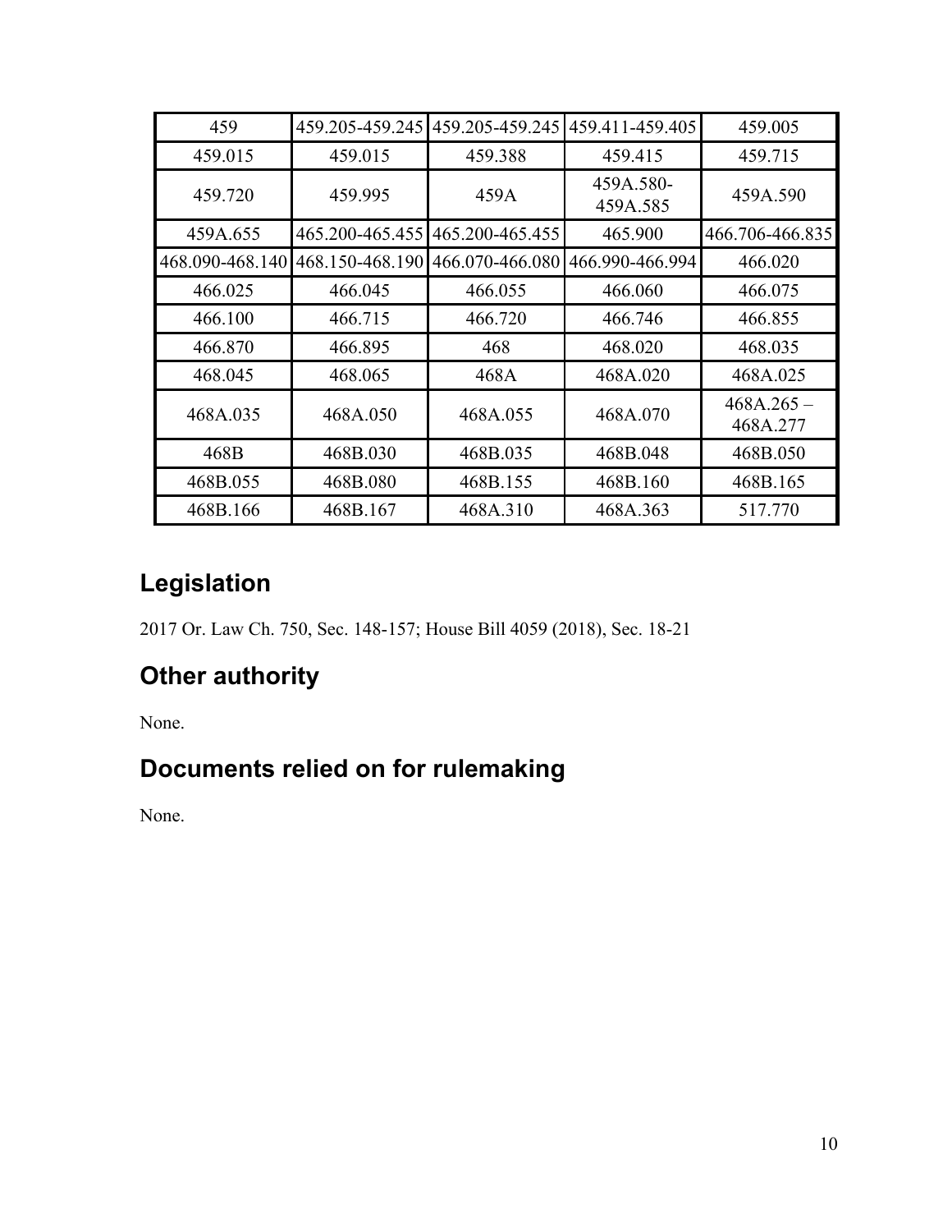| 459 | 459.205-459.245 | 459.205-459.245 | 459.411-459.405 | 459.005 |
|---|---|---|---|---|
| 459.015 | 459.015 | 459.388 | 459.415 | 459.715 |
| 459.720 | 459.995 | 459A | 459A.580-459A.585 | 459A.590 |
| 459A.655 | 465.200-465.455 | 465.200-465.455 | 465.900 | 466.706-466.835 |
| 468.090-468.140 | 468.150-468.190 | 466.070-466.080 | 466.990-466.994 | 466.020 |
| 466.025 | 466.045 | 466.055 | 466.060 | 466.075 |
| 466.100 | 466.715 | 466.720 | 466.746 | 466.855 |
| 466.870 | 466.895 | 468 | 468.020 | 468.035 |
| 468.045 | 468.065 | 468A | 468A.020 | 468A.025 |
| 468A.035 | 468A.050 | 468A.055 | 468A.070 | 468A.265 – 468A.277 |
| 468B | 468B.030 | 468B.035 | 468B.048 | 468B.050 |
| 468B.055 | 468B.080 | 468B.155 | 468B.160 | 468B.165 |
| 468B.166 | 468B.167 | 468A.310 | 468A.363 | 517.770 |

## Legislation

2017 Or. Law Ch. 750, Sec. 148-157; House Bill 4059 (2018), Sec. 18-21

## Other authority

None.

## Documents relied on for rulemaking

None.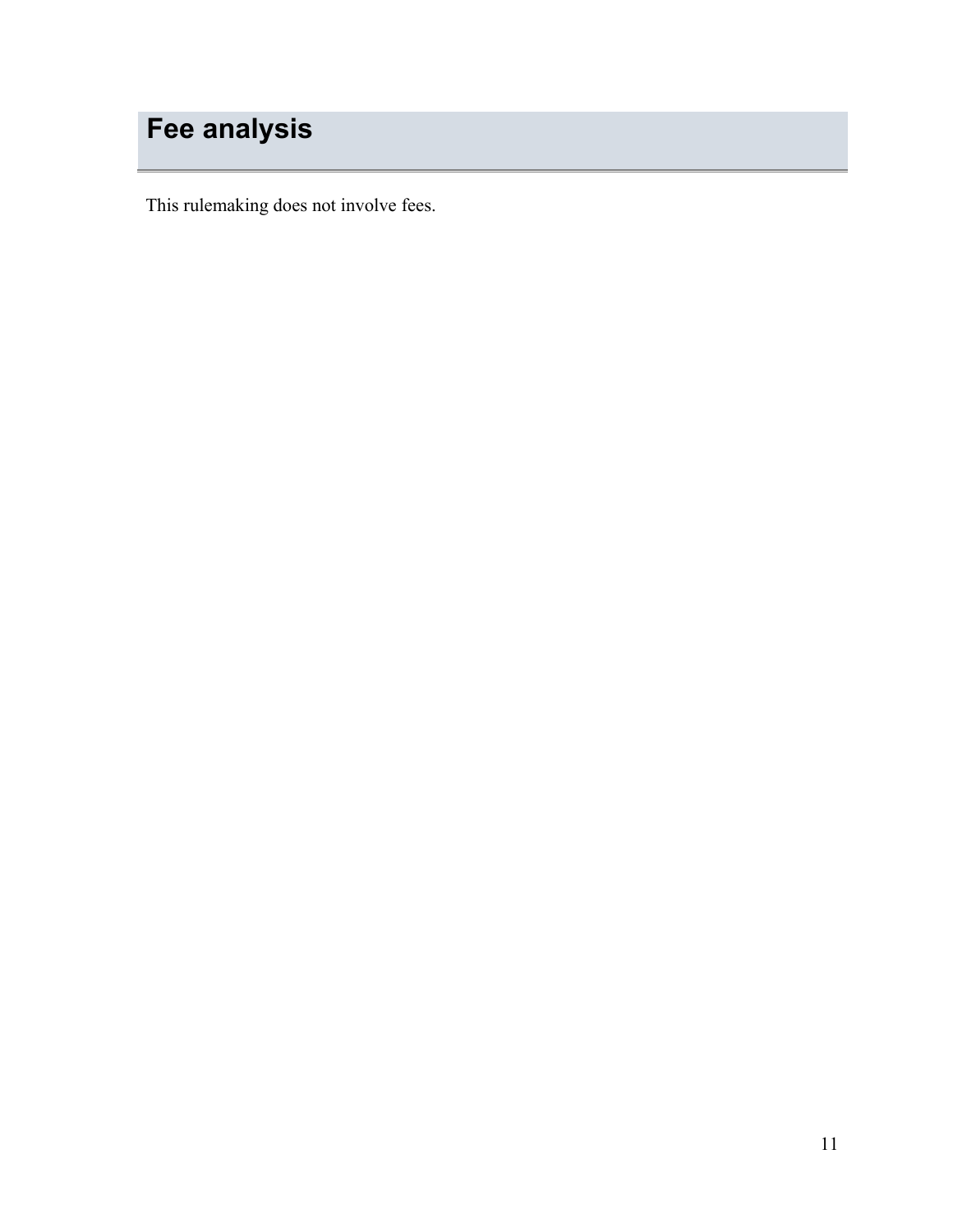# Fee analysis

This rulemaking does not involve fees.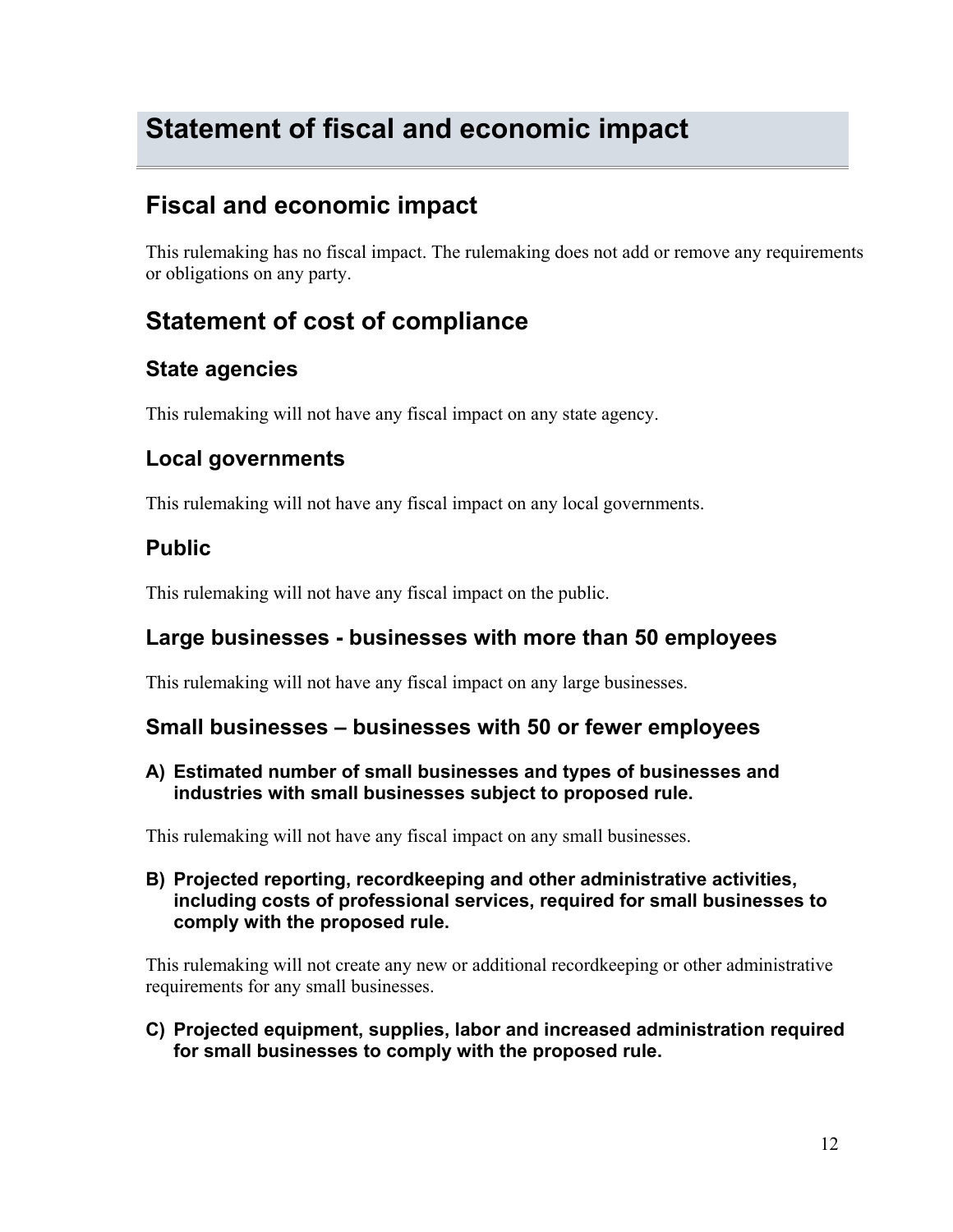# Statement of fiscal and economic impact

## Fiscal and economic impact

This rulemaking has no fiscal impact. The rulemaking does not add or remove any requirements or obligations on any party.

## Statement of cost of compliance

### State agencies

This rulemaking will not have any fiscal impact on any state agency.

### Local governments

This rulemaking will not have any fiscal impact on any local governments.

### Public

This rulemaking will not have any fiscal impact on the public.

### Large businesses - businesses with more than 50 employees

This rulemaking will not have any fiscal impact on any large businesses.

### Small businesses – businesses with 50 or fewer employees

**A) Estimated number of small businesses and types of businesses and industries with small businesses subject to proposed rule.**

This rulemaking will not have any fiscal impact on any small businesses.

**B) Projected reporting, recordkeeping and other administrative activities, including costs of professional services, required for small businesses to comply with the proposed rule.**

This rulemaking will not create any new or additional recordkeeping or other administrative requirements for any small businesses.

**C) Projected equipment, supplies, labor and increased administration required for small businesses to comply with the proposed rule.**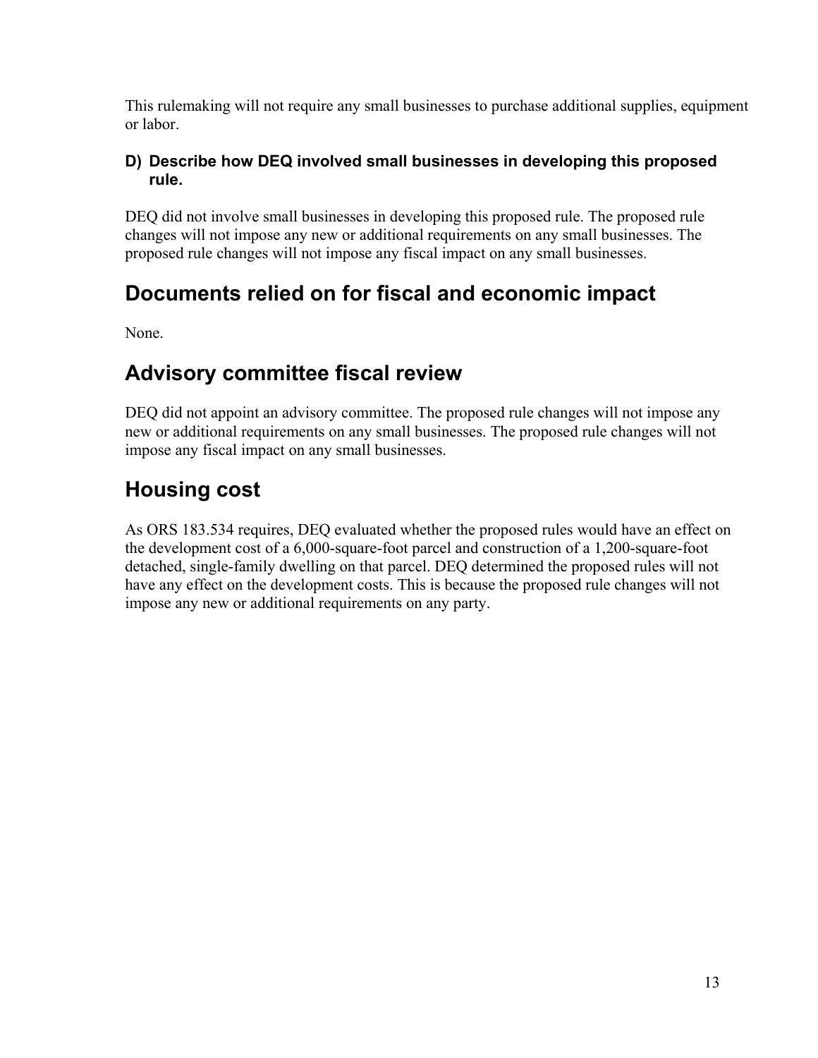This rulemaking will not require any small businesses to purchase additional supplies, equipment or labor.

### D) Describe how DEQ involved small businesses in developing this proposed rule.

DEQ did not involve small businesses in developing this proposed rule. The proposed rule changes will not impose any new or additional requirements on any small businesses. The proposed rule changes will not impose any fiscal impact on any small businesses.

## Documents relied on for fiscal and economic impact

None.

## Advisory committee fiscal review

DEQ did not appoint an advisory committee. The proposed rule changes will not impose any new or additional requirements on any small businesses. The proposed rule changes will not impose any fiscal impact on any small businesses.

## Housing cost

As ORS 183.534 requires, DEQ evaluated whether the proposed rules would have an effect on the development cost of a 6,000-square-foot parcel and construction of a 1,200-square-foot detached, single-family dwelling on that parcel. DEQ determined the proposed rules will not have any effect on the development costs. This is because the proposed rule changes will not impose any new or additional requirements on any party.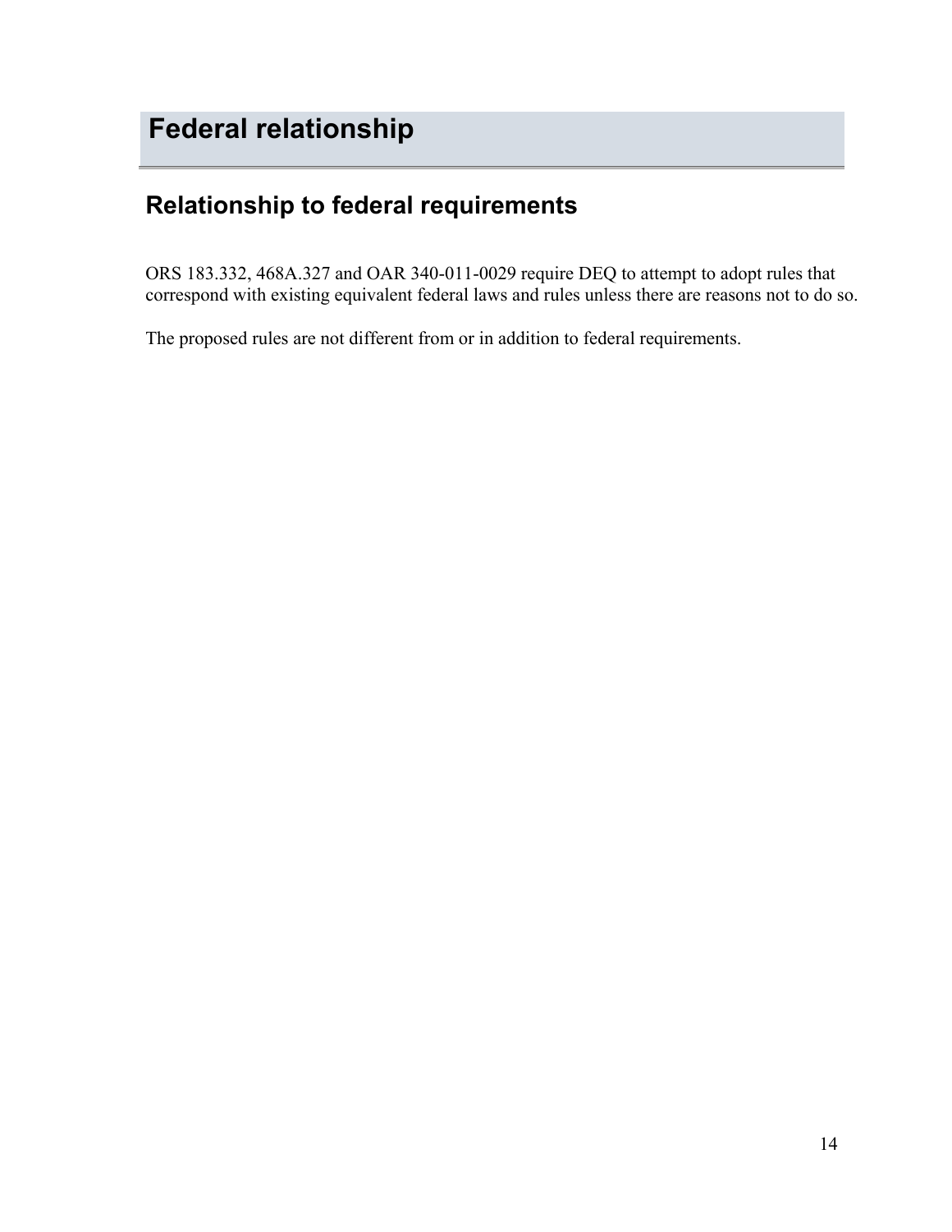# Federal relationship

## Relationship to federal requirements

ORS 183.332, 468A.327 and OAR 340-011-0029 require DEQ to attempt to adopt rules that correspond with existing equivalent federal laws and rules unless there are reasons not to do so.

The proposed rules are not different from or in addition to federal requirements.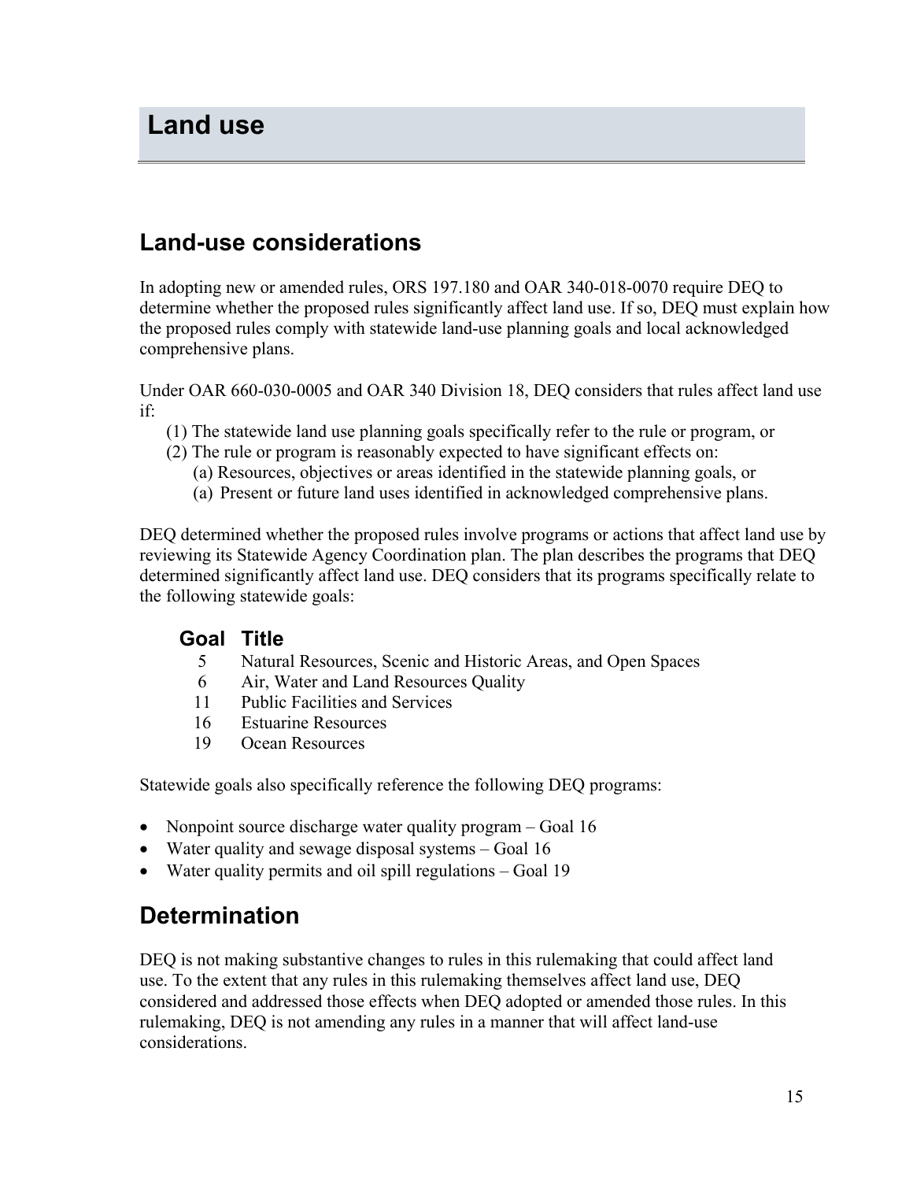# Land use

## Land-use considerations

In adopting new or amended rules, ORS 197.180 and OAR 340-018-0070 require DEQ to determine whether the proposed rules significantly affect land use. If so, DEQ must explain how the proposed rules comply with statewide land-use planning goals and local acknowledged comprehensive plans.

Under OAR 660-030-0005 and OAR 340 Division 18, DEQ considers that rules affect land use if:

(1) The statewide land use planning goals specifically refer to the rule or program, or
(2) The rule or program is reasonably expected to have significant effects on:
  (a) Resources, objectives or areas identified in the statewide planning goals, or
  (a) Present or future land uses identified in acknowledged comprehensive plans.

DEQ determined whether the proposed rules involve programs or actions that affect land use by reviewing its Statewide Agency Coordination plan. The plan describes the programs that DEQ determined significantly affect land use. DEQ considers that its programs specifically relate to the following statewide goals:

| Goal | Title |
|---|---|
| 5 | Natural Resources, Scenic and Historic Areas, and Open Spaces |
| 6 | Air, Water and Land Resources Quality |
| 11 | Public Facilities and Services |
| 16 | Estuarine Resources |
| 19 | Ocean Resources |

Statewide goals also specifically reference the following DEQ programs:

- Nonpoint source discharge water quality program – Goal 16
- Water quality and sewage disposal systems – Goal 16
- Water quality permits and oil spill regulations – Goal 19

## Determination

DEQ is not making substantive changes to rules in this rulemaking that could affect land use. To the extent that any rules in this rulemaking themselves affect land use, DEQ considered and addressed those effects when DEQ adopted or amended those rules. In this rulemaking, DEQ is not amending any rules in a manner that will affect land-use considerations.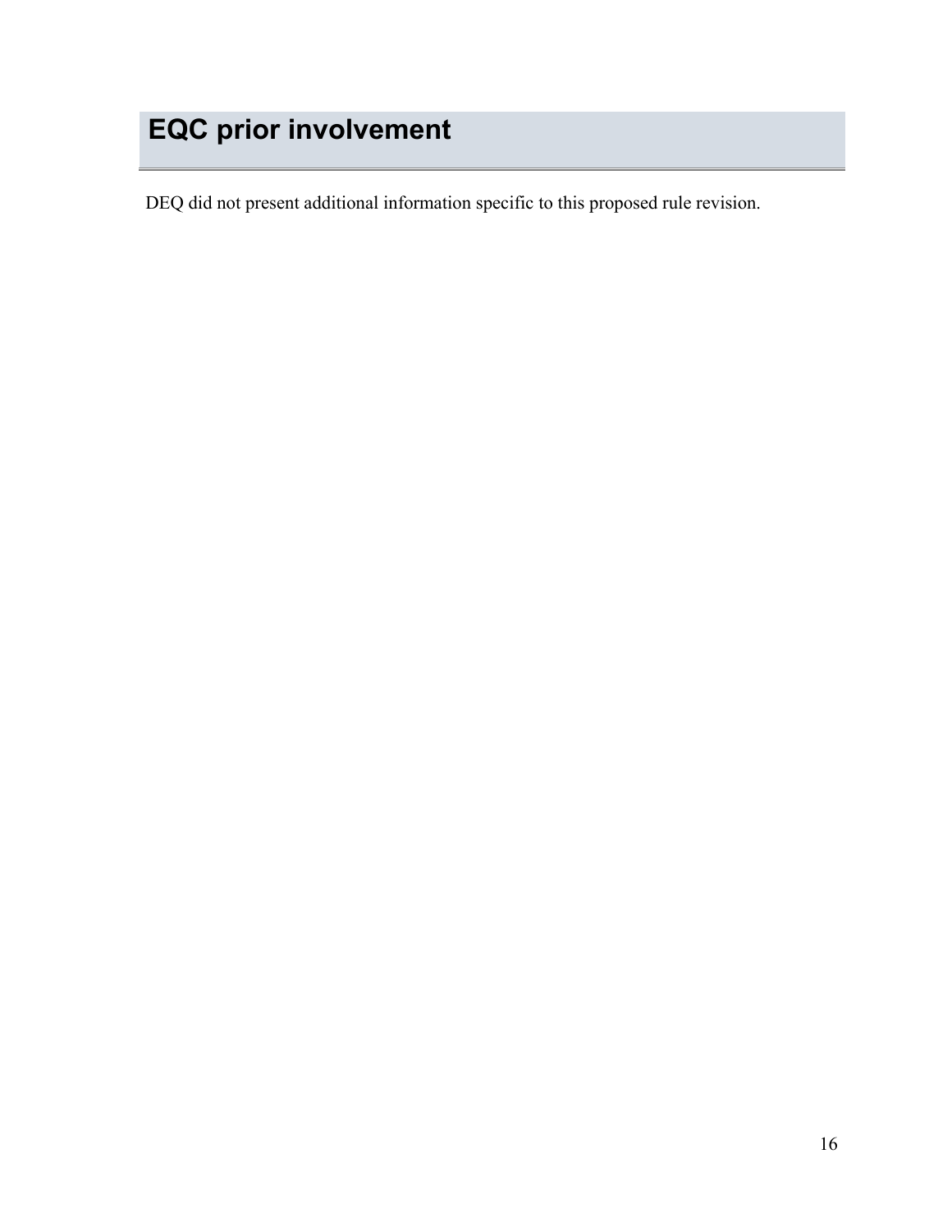# EQC prior involvement

DEQ did not present additional information specific to this proposed rule revision.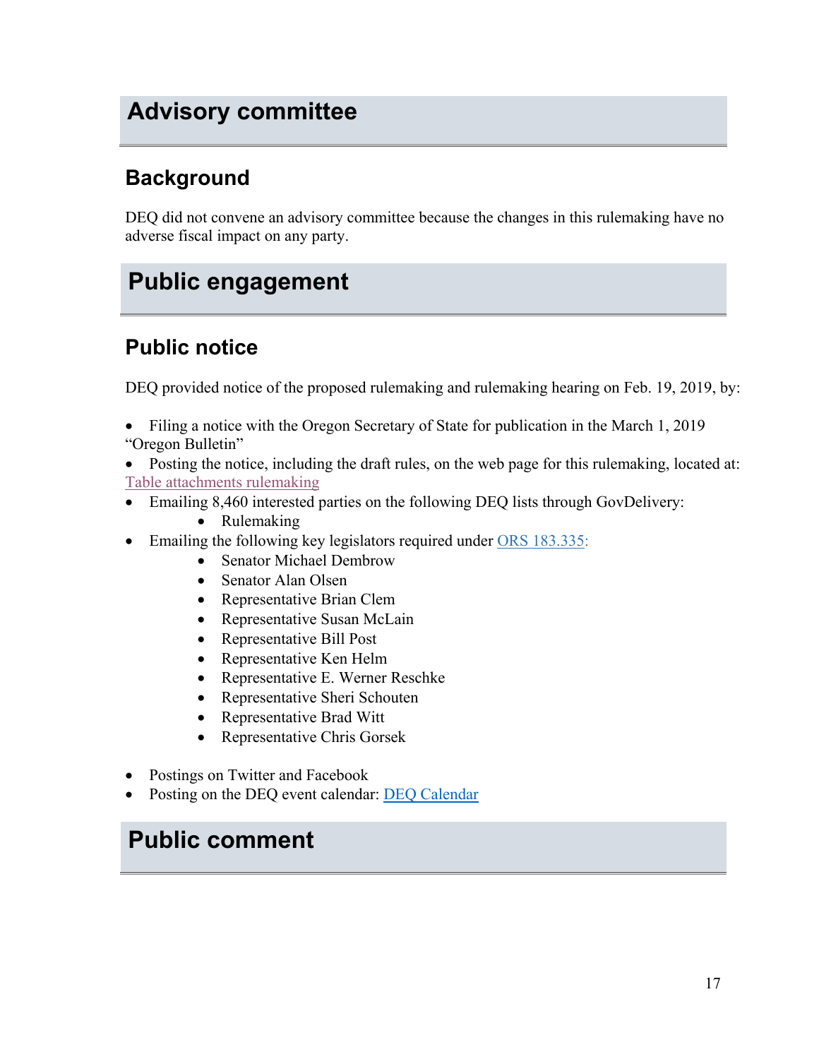# Advisory committee

## Background

DEQ did not convene an advisory committee because the changes in this rulemaking have no adverse fiscal impact on any party.

# Public engagement

## Public notice

DEQ provided notice of the proposed rulemaking and rulemaking hearing on Feb. 19, 2019, by:

- Filing a notice with the Oregon Secretary of State for publication in the March 1, 2019 "Oregon Bulletin"
- Posting the notice, including the draft rules, on the web page for this rulemaking, located at: Table attachments rulemaking
- Emailing 8,460 interested parties on the following DEQ lists through GovDelivery:
  - Rulemaking
- Emailing the following key legislators required under ORS 183.335:
  - Senator Michael Dembrow
  - Senator Alan Olsen
  - Representative Brian Clem
  - Representative Susan McLain
  - Representative Bill Post
  - Representative Ken Helm
  - Representative E. Werner Reschke
  - Representative Sheri Schouten
  - Representative Brad Witt
  - Representative Chris Gorsek
- Postings on Twitter and Facebook
- Posting on the DEQ event calendar: DEQ Calendar

# Public comment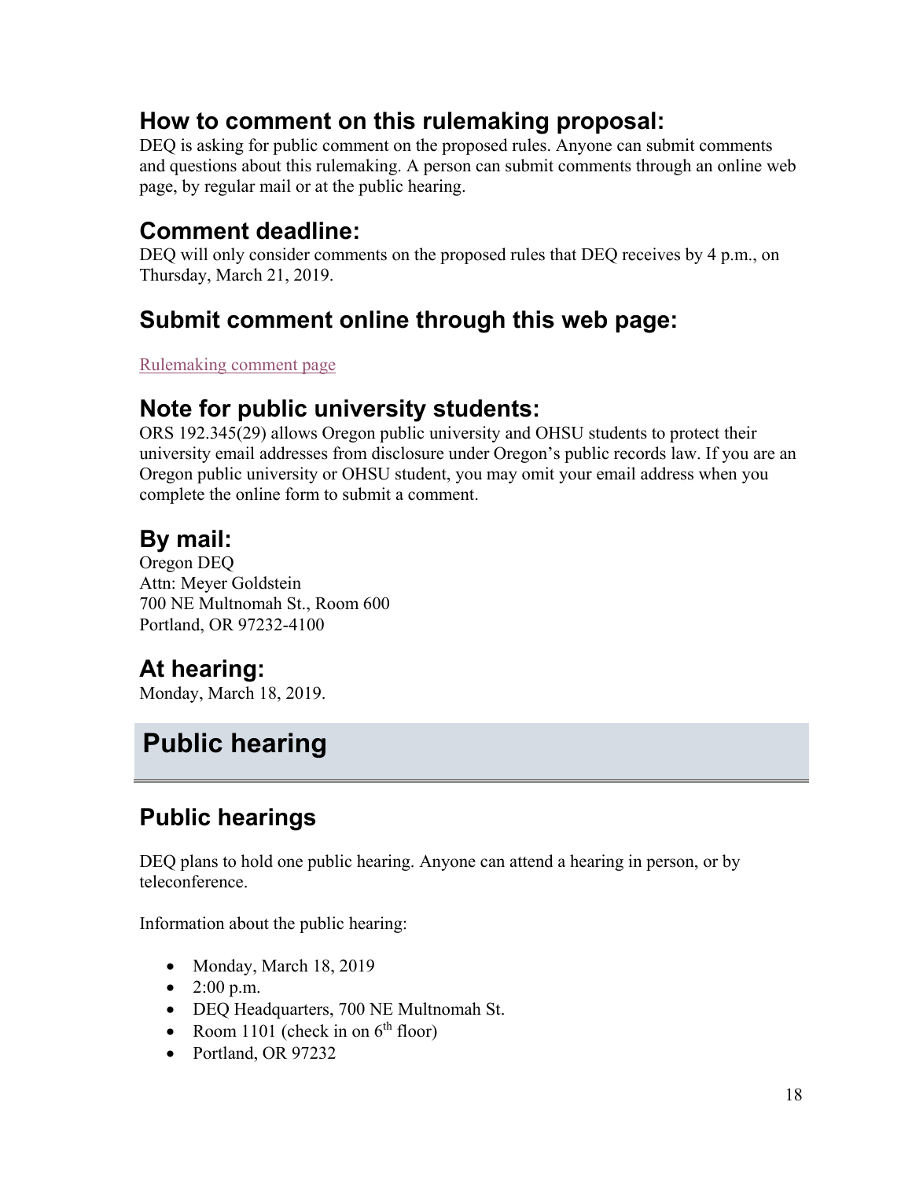## How to comment on this rulemaking proposal:

DEQ is asking for public comment on the proposed rules. Anyone can submit comments and questions about this rulemaking. A person can submit comments through an online web page, by regular mail or at the public hearing.

## Comment deadline:

DEQ will only consider comments on the proposed rules that DEQ receives by 4 p.m., on Thursday, March 21, 2019.

## Submit comment online through this web page:

Rulemaking comment page

## Note for public university students:

ORS 192.345(29) allows Oregon public university and OHSU students to protect their university email addresses from disclosure under Oregon's public records law. If you are an Oregon public university or OHSU student, you may omit your email address when you complete the online form to submit a comment.

## By mail:

Oregon DEQ
Attn: Meyer Goldstein
700 NE Multnomah St., Room 600
Portland, OR 97232-4100

## At hearing:

Monday, March 18, 2019.

# Public hearing

## Public hearings

DEQ plans to hold one public hearing. Anyone can attend a hearing in person, or by teleconference.

Information about the public hearing:

- Monday, March 18, 2019
- 2:00 p.m.
- DEQ Headquarters, 700 NE Multnomah St.
- Room 1101 (check in on 6th floor)
- Portland, OR 97232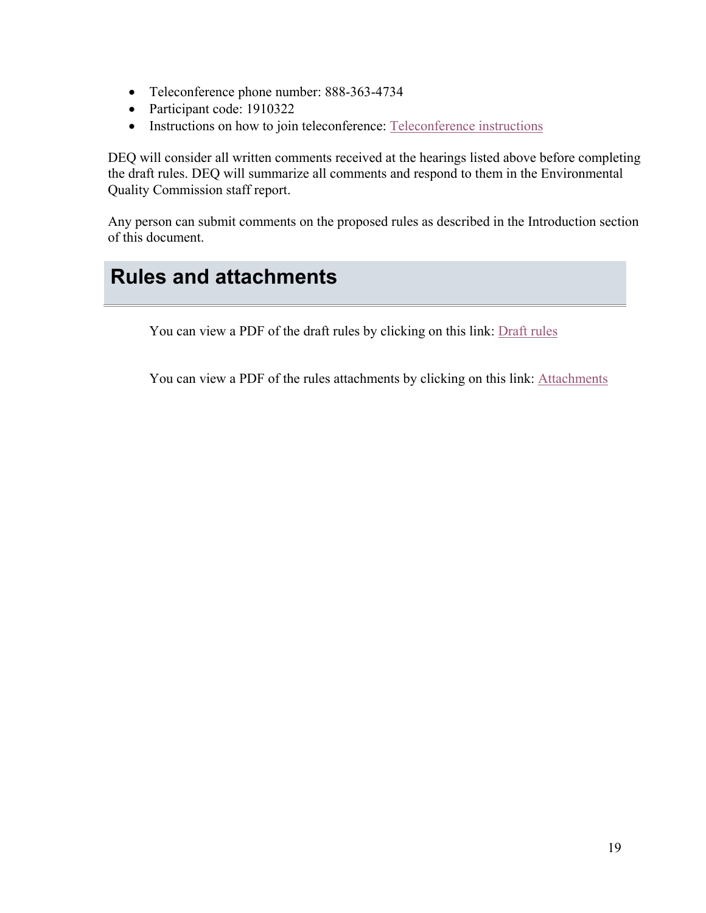- Teleconference phone number: 888-363-4734
- Participant code: 1910322
- Instructions on how to join teleconference: Teleconference instructions

DEQ will consider all written comments received at the hearings listed above before completing the draft rules. DEQ will summarize all comments and respond to them in the Environmental Quality Commission staff report.

Any person can submit comments on the proposed rules as described in the Introduction section of this document.

# Rules and attachments

You can view a PDF of the draft rules by clicking on this link: Draft rules

You can view a PDF of the rules attachments by clicking on this link: Attachments